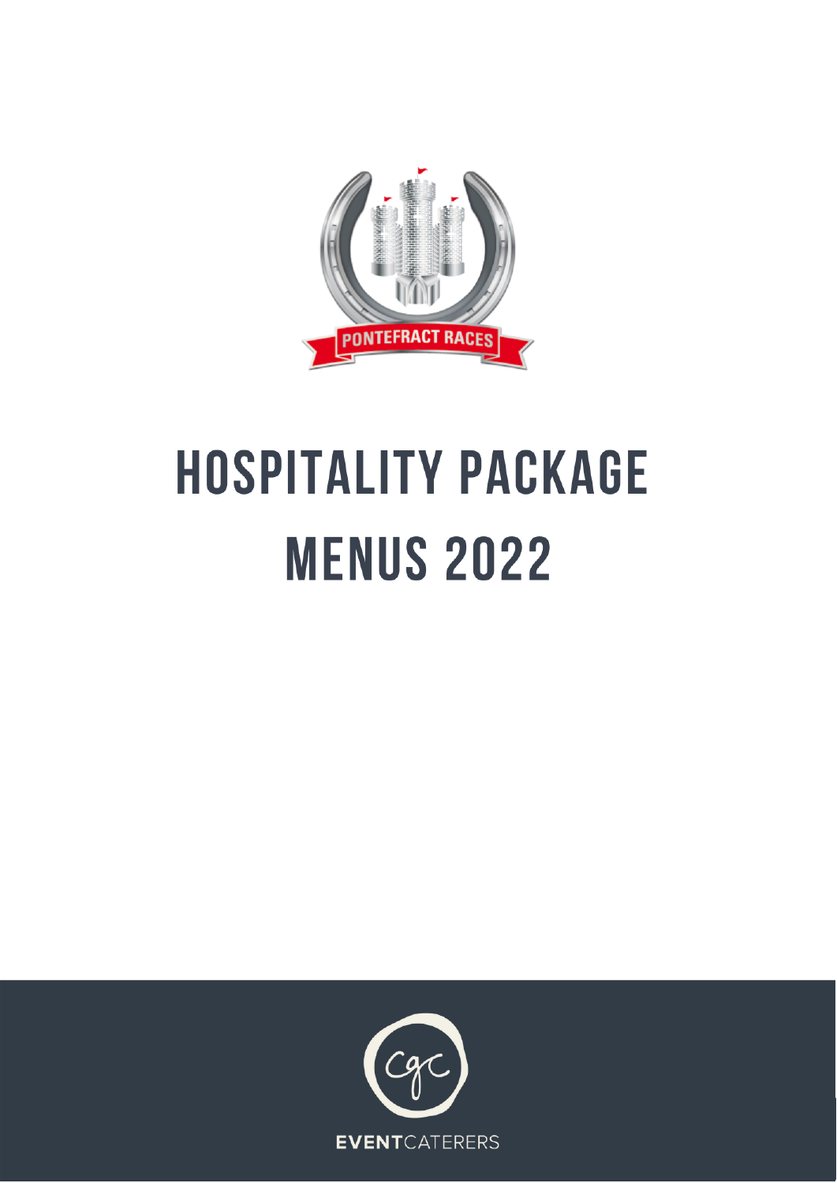PONTEFRACT RACES

# HOSPITALITY PACKAGE MENUS 2022

cgc

EVENTCATERERS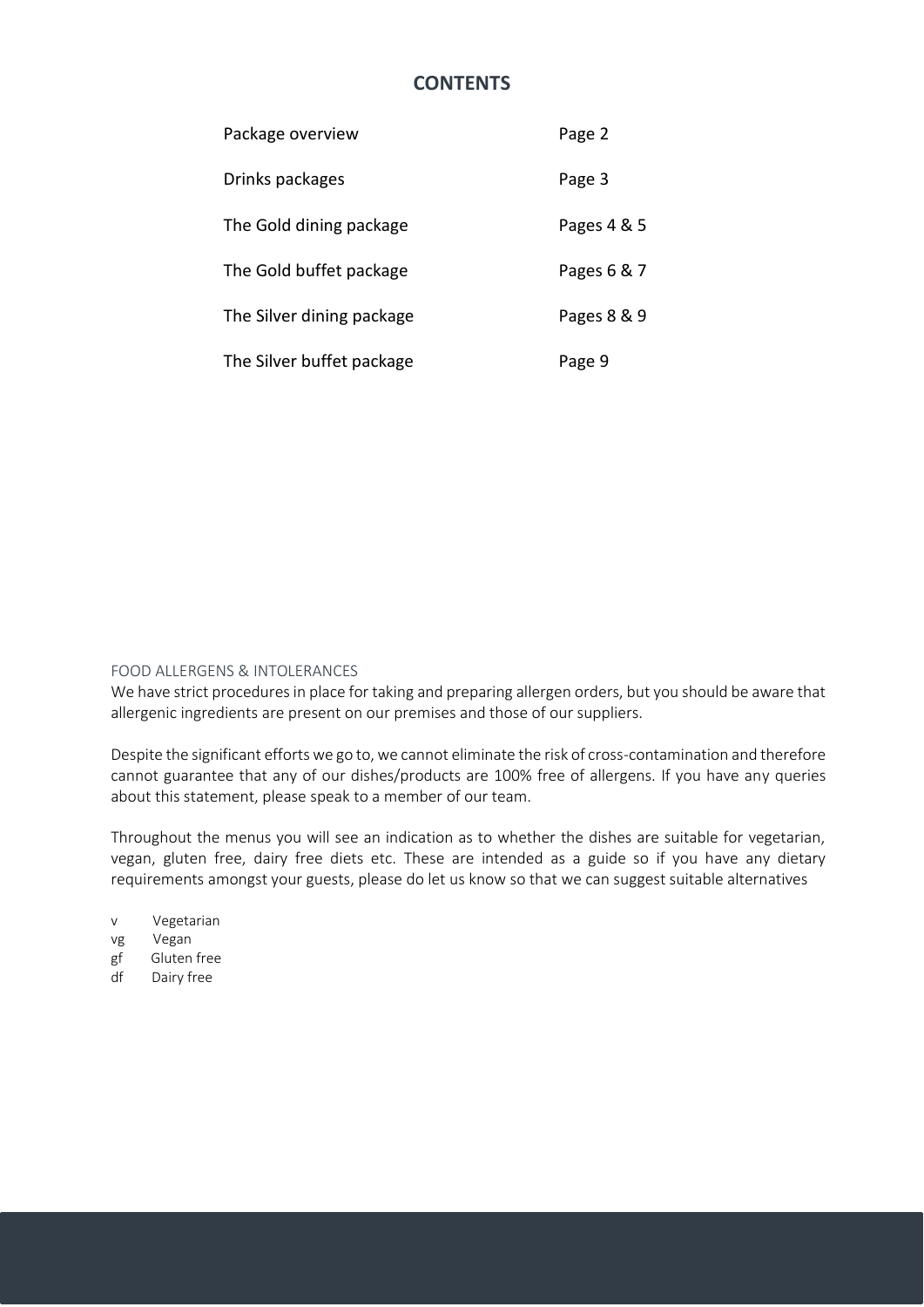## CONTENTS

| | |
|---|---|
| Package overview | Page 2 |
| Drinks packages | Page 3 |
| The Gold dining package | Pages 4 & 5 |
| The Gold buffet package | Pages 6 & 7 |
| The Silver dining package | Pages 8 & 9 |
| The Silver buffet package | Page 9 |

FOOD ALLERGENS & INTOLERANCES

We have strict procedures in place for taking and preparing allergen orders, but you should be aware that allergenic ingredients are present on our premises and those of our suppliers.

Despite the significant efforts we go to, we cannot eliminate the risk of cross-contamination and therefore cannot guarantee that any of our dishes/products are 100% free of allergens. If you have any queries about this statement, please speak to a member of our team.

Throughout the menus you will see an indication as to whether the dishes are suitable for vegetarian, vegan, gluten free, dairy free diets etc. These are intended as a guide so if you have any dietary requirements amongst your guests, please do let us know so that we can suggest suitable alternatives

v Vegetarian
vg Vegan
gf Gluten free
df Dairy free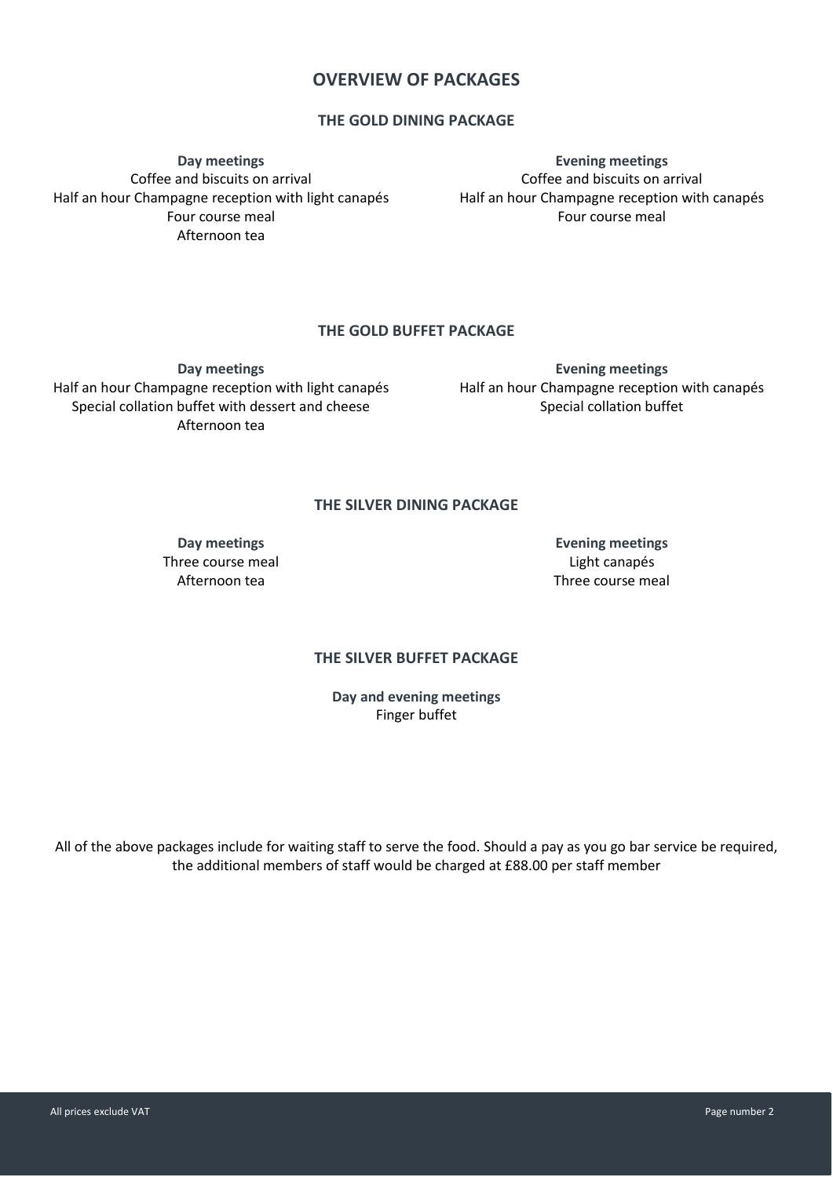# OVERVIEW OF PACKAGES

## THE GOLD DINING PACKAGE

**Day meetings**

Coffee and biscuits on arrival
Half an hour Champagne reception with light canapés
Four course meal
Afternoon tea

**Evening meetings**

Coffee and biscuits on arrival
Half an hour Champagne reception with canapés
Four course meal

## THE GOLD BUFFET PACKAGE

**Day meetings**

Half an hour Champagne reception with light canapés
Special collation buffet with dessert and cheese
Afternoon tea

**Evening meetings**

Half an hour Champagne reception with canapés
Special collation buffet

## THE SILVER DINING PACKAGE

**Day meetings**

Three course meal
Afternoon tea

**Evening meetings**

Light canapés
Three course meal

## THE SILVER BUFFET PACKAGE

**Day and evening meetings**

Finger buffet

All of the above packages include for waiting staff to serve the food. Should a pay as you go bar service be required, the additional members of staff would be charged at £88.00 per staff member

All prices exclude VAT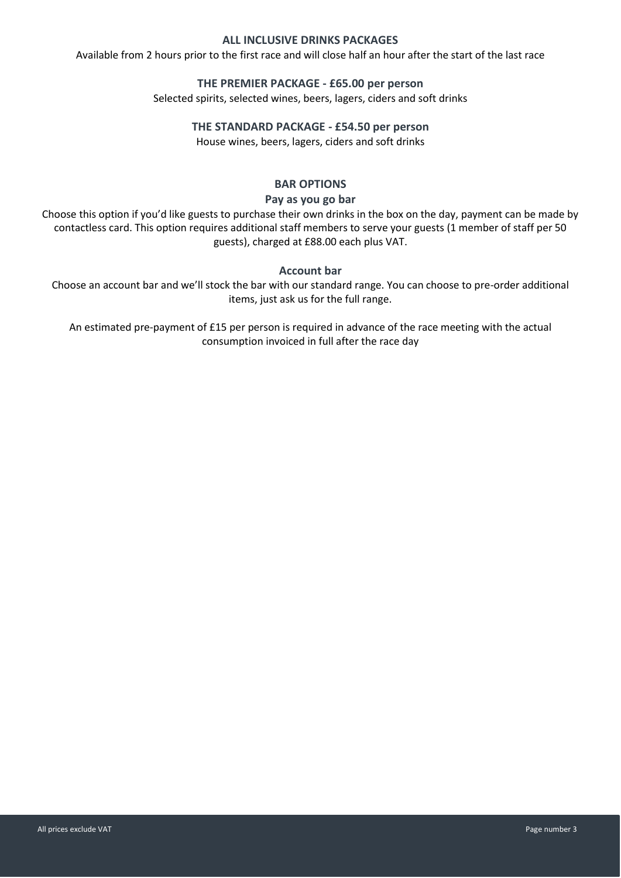## ALL INCLUSIVE DRINKS PACKAGES

Available from 2 hours prior to the first race and will close half an hour after the start of the last race

### THE PREMIER PACKAGE - £65.00 per person

Selected spirits, selected wines, beers, lagers, ciders and soft drinks

### THE STANDARD PACKAGE - £54.50 per person

House wines, beers, lagers, ciders and soft drinks

## BAR OPTIONS

### Pay as you go bar

Choose this option if you'd like guests to purchase their own drinks in the box on the day, payment can be made by contactless card. This option requires additional staff members to serve your guests (1 member of staff per 50 guests), charged at £88.00 each plus VAT.

### Account bar

Choose an account bar and we'll stock the bar with our standard range. You can choose to pre-order additional items, just ask us for the full range.

An estimated pre-payment of £15 per person is required in advance of the race meeting with the actual consumption invoiced in full after the race day

All prices exclude VAT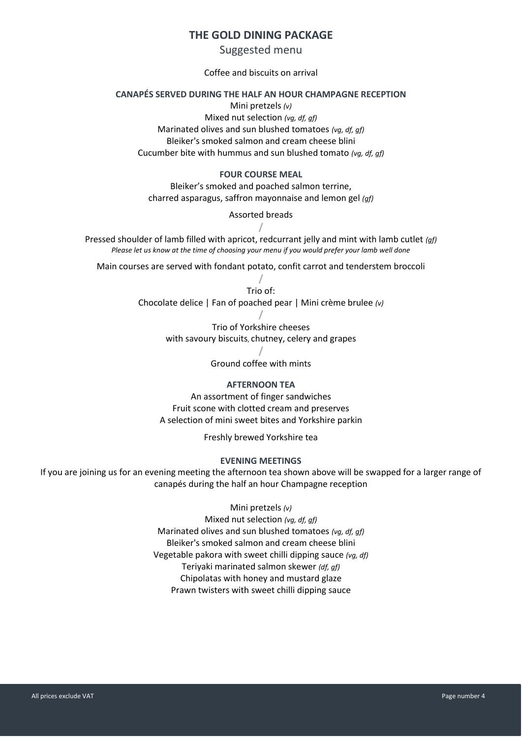# THE GOLD DINING PACKAGE

## Suggested menu

Coffee and biscuits on arrival

### CANAPÉS SERVED DURING THE HALF AN HOUR CHAMPAGNE RECEPTION

Mini pretzels *(v)*
Mixed nut selection *(vg, df, gf)*
Marinated olives and sun blushed tomatoes *(vg, df, gf)*
Bleiker's smoked salmon and cream cheese blini
Cucumber bite with hummus and sun blushed tomato *(vg, df, gf)*

### FOUR COURSE MEAL

Bleiker's smoked and poached salmon terrine,
charred asparagus, saffron mayonnaise and lemon gel *(gf)*

Assorted breads

/

Pressed shoulder of lamb filled with apricot, redcurrant jelly and mint with lamb cutlet *(gf)*
*Please let us know at the time of choosing your menu if you would prefer your lamb well done*

Main courses are served with fondant potato, confit carrot and tenderstem broccoli

/

Trio of:
Chocolate delice | Fan of poached pear | Mini crème brulee *(v)*

/

Trio of Yorkshire cheeses
with savoury biscuits, chutney, celery and grapes

/

Ground coffee with mints

### AFTERNOON TEA

An assortment of finger sandwiches
Fruit scone with clotted cream and preserves
A selection of mini sweet bites and Yorkshire parkin

Freshly brewed Yorkshire tea

### EVENING MEETINGS

If you are joining us for an evening meeting the afternoon tea shown above will be swapped for a larger range of canapés during the half an hour Champagne reception

Mini pretzels *(v)*
Mixed nut selection *(vg, df, gf)*
Marinated olives and sun blushed tomatoes *(vg, df, gf)*
Bleiker's smoked salmon and cream cheese blini
Vegetable pakora with sweet chilli dipping sauce *(vg, df)*
Teriyaki marinated salmon skewer *(df, gf)*
Chipolatas with honey and mustard glaze
Prawn twisters with sweet chilli dipping sauce

All prices exclude VAT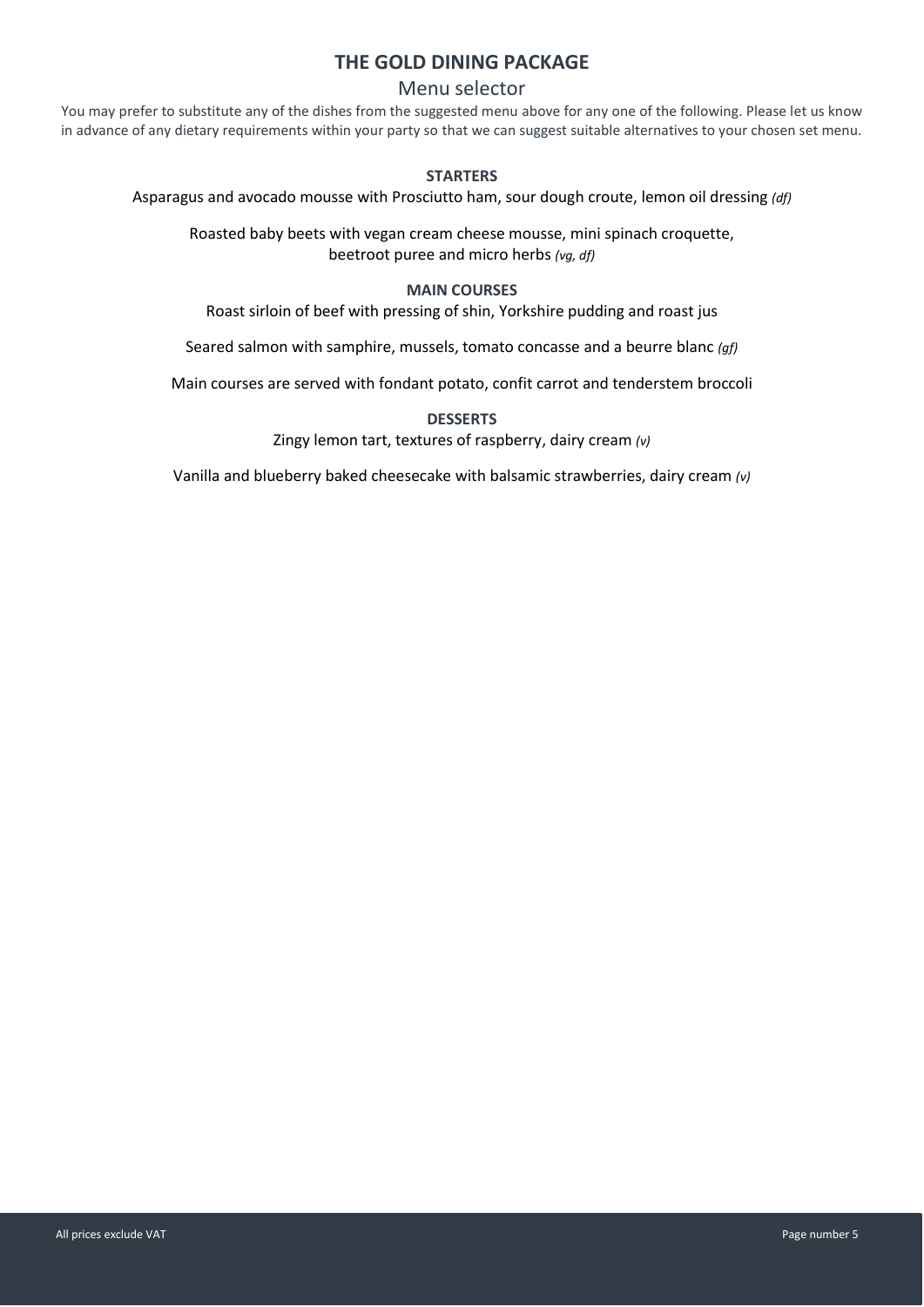# THE GOLD DINING PACKAGE

## Menu selector

You may prefer to substitute any of the dishes from the suggested menu above for any one of the following. Please let us know in advance of any dietary requirements within your party so that we can suggest suitable alternatives to your chosen set menu.

### STARTERS

Asparagus and avocado mousse with Prosciutto ham, sour dough croute, lemon oil dressing *(df)*

Roasted baby beets with vegan cream cheese mousse, mini spinach croquette, beetroot puree and micro herbs *(vg, df)*

### MAIN COURSES

Roast sirloin of beef with pressing of shin, Yorkshire pudding and roast jus

Seared salmon with samphire, mussels, tomato concasse and a beurre blanc *(gf)*

Main courses are served with fondant potato, confit carrot and tenderstem broccoli

### DESSERTS

Zingy lemon tart, textures of raspberry, dairy cream *(v)*

Vanilla and blueberry baked cheesecake with balsamic strawberries, dairy cream *(v)*

All prices exclude VAT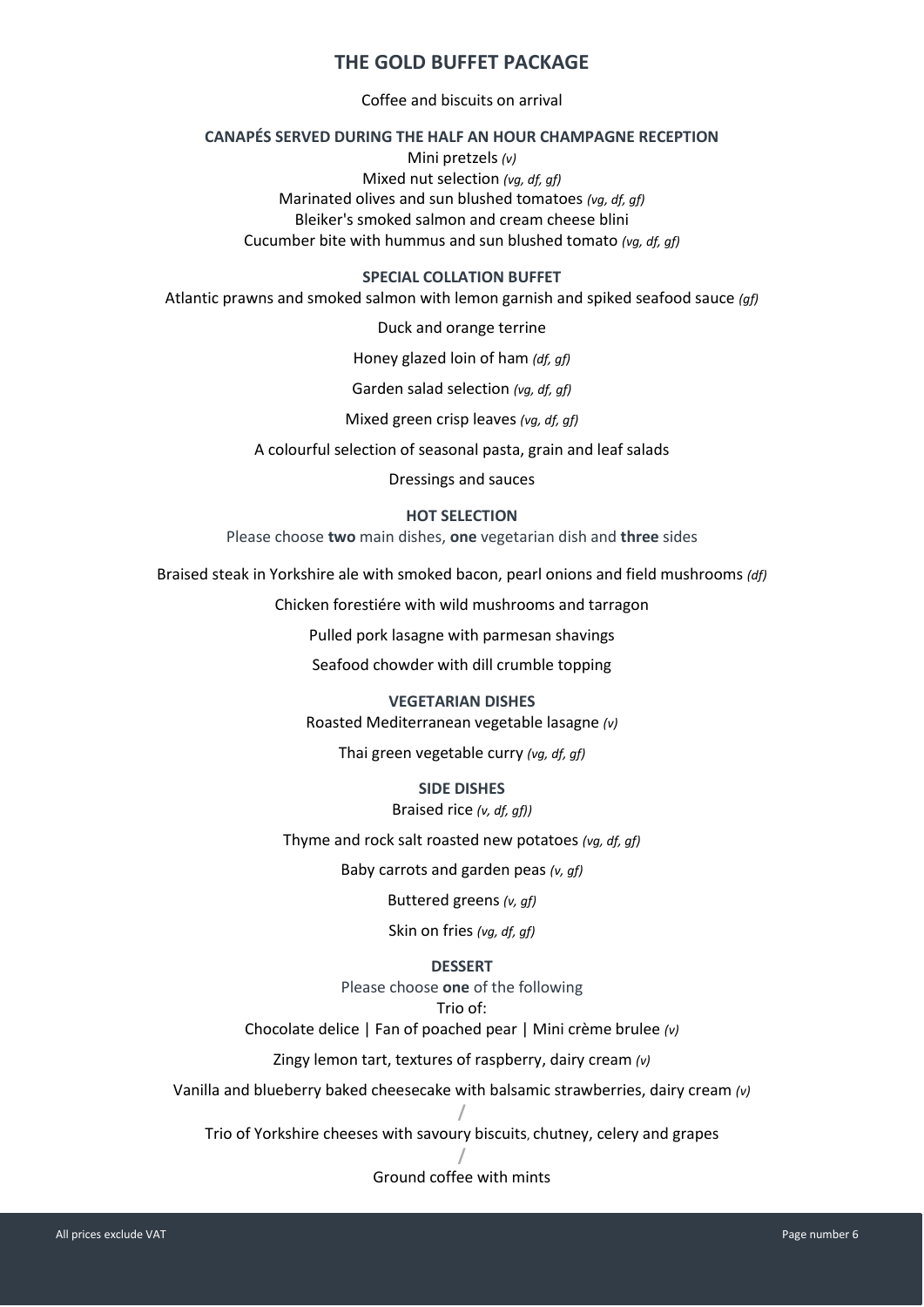# THE GOLD BUFFET PACKAGE

Coffee and biscuits on arrival

### CANAPÉS SERVED DURING THE HALF AN HOUR CHAMPAGNE RECEPTION

Mini pretzels *(v)*

Mixed nut selection *(vg, df, gf)*

Marinated olives and sun blushed tomatoes *(vg, df, gf)*

Bleiker's smoked salmon and cream cheese blini

Cucumber bite with hummus and sun blushed tomato *(vg, df, gf)*

### SPECIAL COLLATION BUFFET

Atlantic prawns and smoked salmon with lemon garnish and spiked seafood sauce *(gf)*

Duck and orange terrine

Honey glazed loin of ham *(df, gf)*

Garden salad selection *(vg, df, gf)*

Mixed green crisp leaves *(vg, df, gf)*

A colourful selection of seasonal pasta, grain and leaf salads

Dressings and sauces

### HOT SELECTION

Please choose **two** main dishes, **one** vegetarian dish and **three** sides

Braised steak in Yorkshire ale with smoked bacon, pearl onions and field mushrooms *(df)*

Chicken forestiére with wild mushrooms and tarragon

Pulled pork lasagne with parmesan shavings

Seafood chowder with dill crumble topping

### VEGETARIAN DISHES

Roasted Mediterranean vegetable lasagne *(v)*

Thai green vegetable curry *(vg, df, gf)*

### SIDE DISHES

Braised rice *(v, df, gf))*

Thyme and rock salt roasted new potatoes *(vg, df, gf)*

Baby carrots and garden peas *(v, gf)*

Buttered greens *(v, gf)*

Skin on fries *(vg, df, gf)*

### DESSERT

Please choose **one** of the following

Trio of:

Chocolate delice | Fan of poached pear | Mini crème brulee *(v)*

Zingy lemon tart, textures of raspberry, dairy cream *(v)*

Vanilla and blueberry baked cheesecake with balsamic strawberries, dairy cream *(v)*

/

Trio of Yorkshire cheeses with savoury biscuits, chutney, celery and grapes

/

Ground coffee with mints

All prices exclude VAT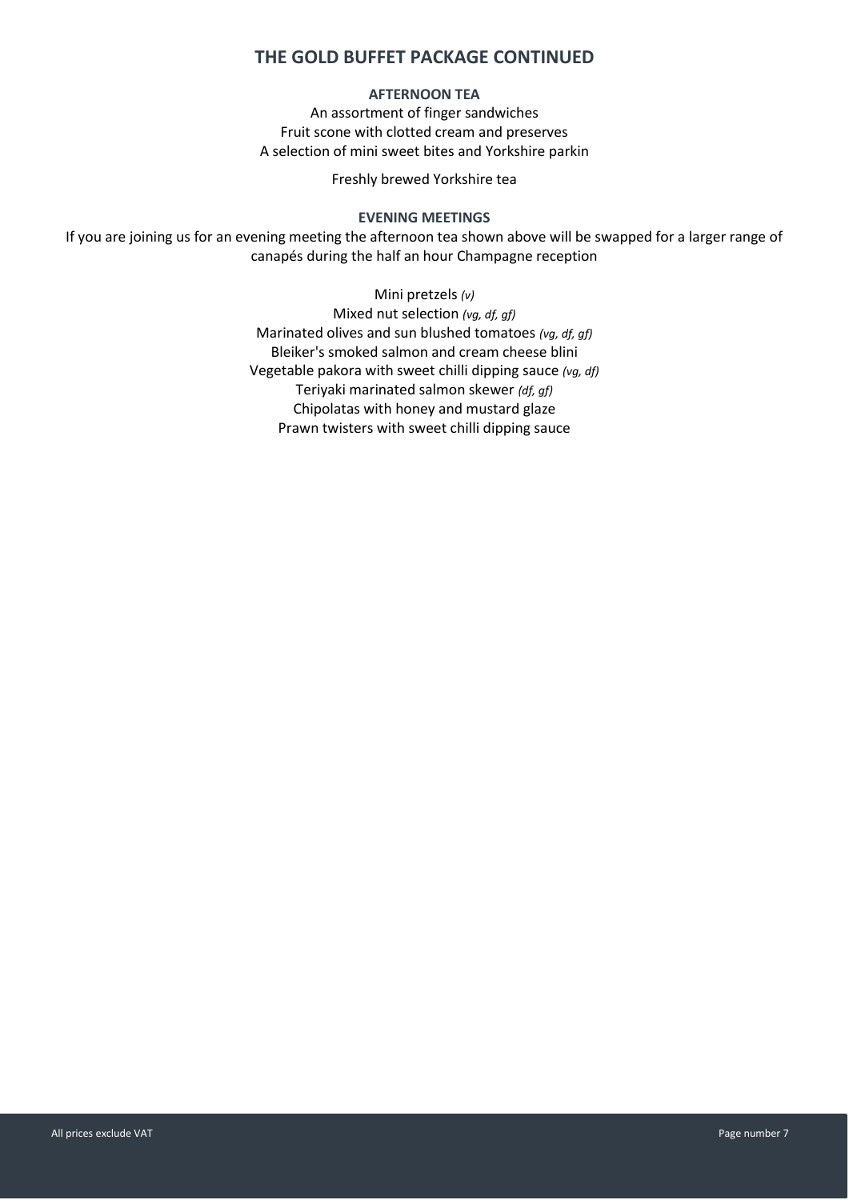## THE GOLD BUFFET PACKAGE CONTINUED

### AFTERNOON TEA

An assortment of finger sandwiches
Fruit scone with clotted cream and preserves
A selection of mini sweet bites and Yorkshire parkin

Freshly brewed Yorkshire tea

### EVENING MEETINGS

If you are joining us for an evening meeting the afternoon tea shown above will be swapped for a larger range of canapés during the half an hour Champagne reception

Mini pretzels *(v)*
Mixed nut selection *(vg, df, gf)*
Marinated olives and sun blushed tomatoes *(vg, df, gf)*
Bleiker's smoked salmon and cream cheese blini
Vegetable pakora with sweet chilli dipping sauce *(vg, df)*
Teriyaki marinated salmon skewer *(df, gf)*
Chipolatas with honey and mustard glaze
Prawn twisters with sweet chilli dipping sauce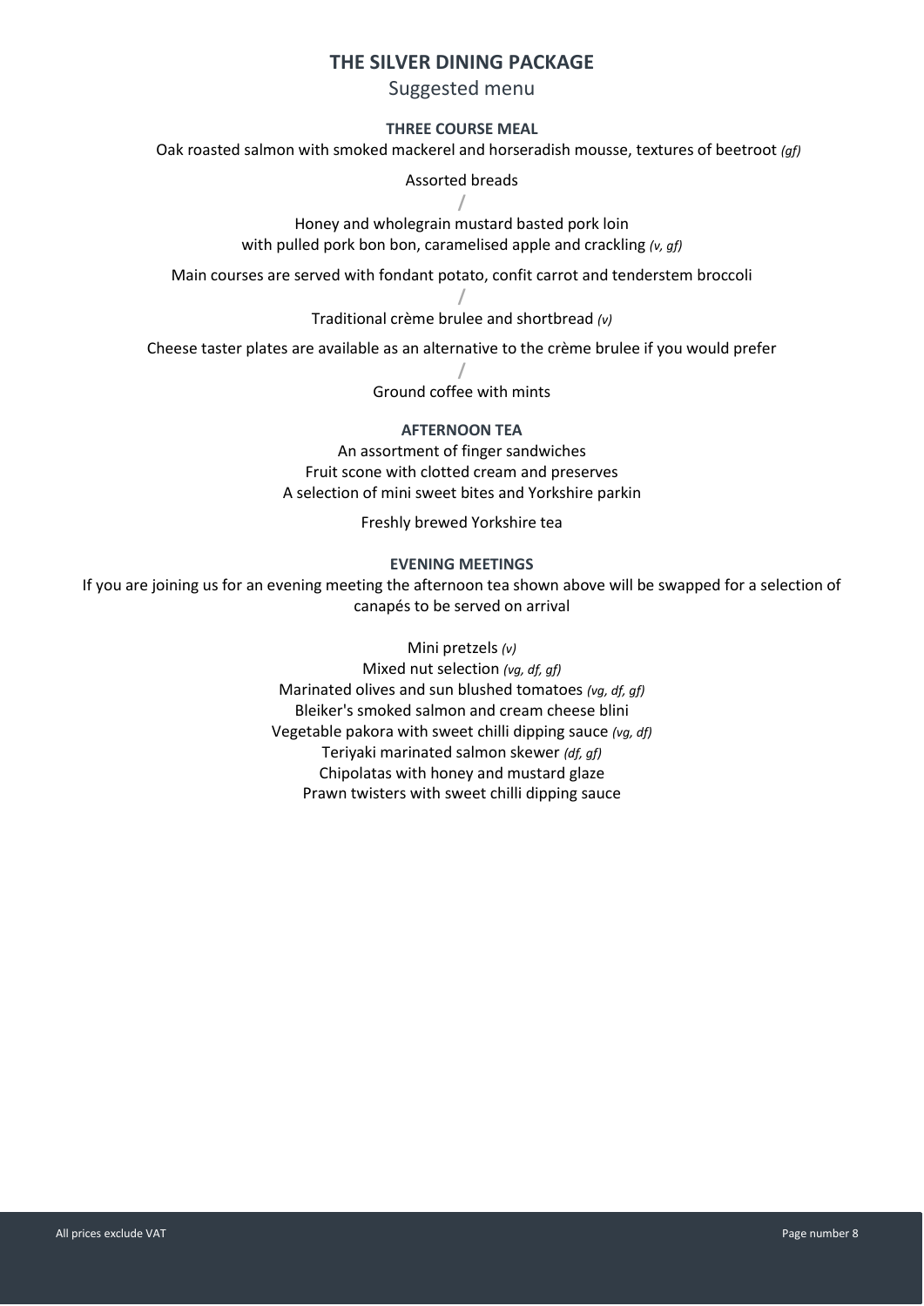# THE SILVER DINING PACKAGE

Suggested menu

### THREE COURSE MEAL

Oak roasted salmon with smoked mackerel and horseradish mousse, textures of beetroot *(gf)*

Assorted breads

/

Honey and wholegrain mustard basted pork loin
with pulled pork bon bon, caramelised apple and crackling *(v, gf)*

Main courses are served with fondant potato, confit carrot and tenderstem broccoli

/

Traditional crème brulee and shortbread *(v)*

Cheese taster plates are available as an alternative to the crème brulee if you would prefer

/

Ground coffee with mints

### AFTERNOON TEA

An assortment of finger sandwiches
Fruit scone with clotted cream and preserves
A selection of mini sweet bites and Yorkshire parkin

Freshly brewed Yorkshire tea

### EVENING MEETINGS

If you are joining us for an evening meeting the afternoon tea shown above will be swapped for a selection of canapés to be served on arrival

Mini pretzels *(v)*
Mixed nut selection *(vg, df, gf)*
Marinated olives and sun blushed tomatoes *(vg, df, gf)*
Bleiker's smoked salmon and cream cheese blini
Vegetable pakora with sweet chilli dipping sauce *(vg, df)*
Teriyaki marinated salmon skewer *(df, gf)*
Chipolatas with honey and mustard glaze
Prawn twisters with sweet chilli dipping sauce

All prices exclude VAT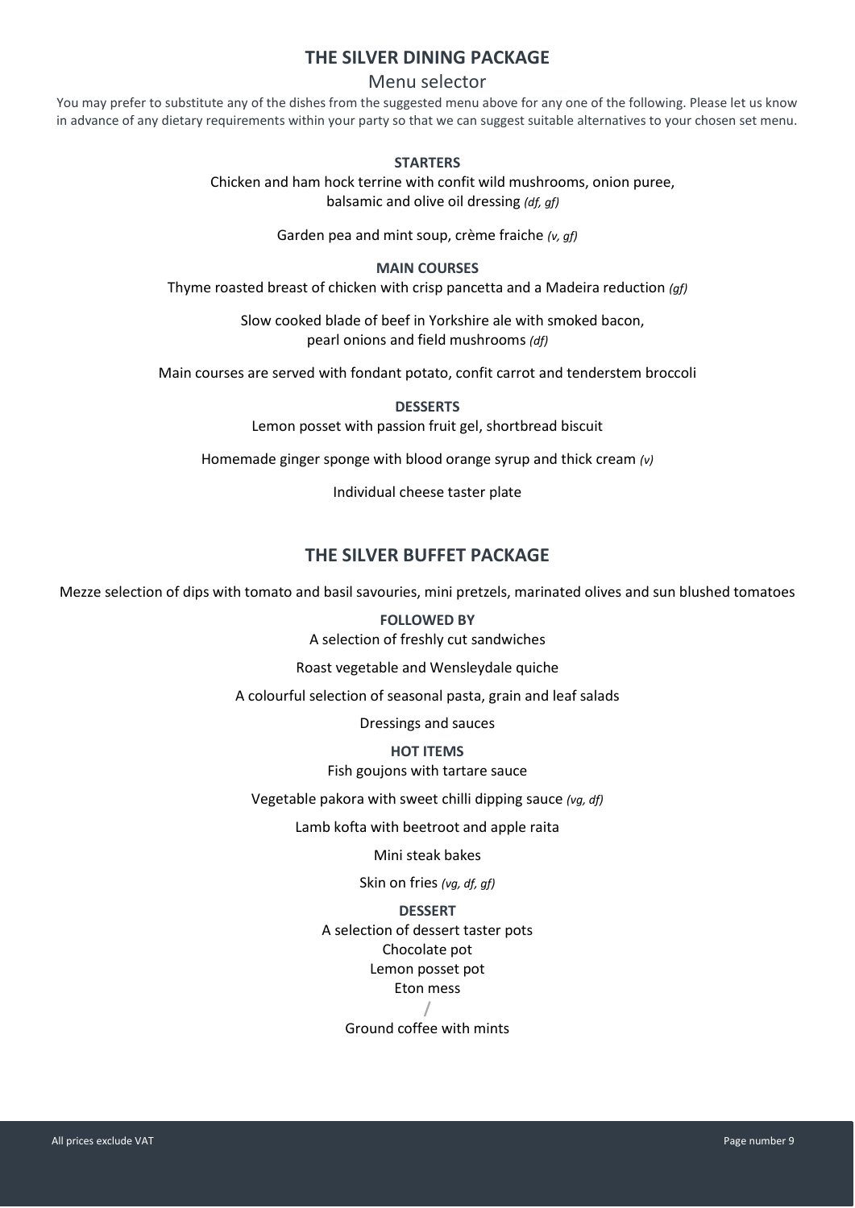## THE SILVER DINING PACKAGE

### Menu selector

You may prefer to substitute any of the dishes from the suggested menu above for any one of the following. Please let us know in advance of any dietary requirements within your party so that we can suggest suitable alternatives to your chosen set menu.

**STARTERS**

Chicken and ham hock terrine with confit wild mushrooms, onion puree, balsamic and olive oil dressing *(df, gf)*

Garden pea and mint soup, crème fraiche *(v, gf)*

**MAIN COURSES**

Thyme roasted breast of chicken with crisp pancetta and a Madeira reduction *(gf)*

Slow cooked blade of beef in Yorkshire ale with smoked bacon, pearl onions and field mushrooms *(df)*

Main courses are served with fondant potato, confit carrot and tenderstem broccoli

**DESSERTS**

Lemon posset with passion fruit gel, shortbread biscuit

Homemade ginger sponge with blood orange syrup and thick cream *(v)*

Individual cheese taster plate

## THE SILVER BUFFET PACKAGE

Mezze selection of dips with tomato and basil savouries, mini pretzels, marinated olives and sun blushed tomatoes

**FOLLOWED BY**

A selection of freshly cut sandwiches

Roast vegetable and Wensleydale quiche

A colourful selection of seasonal pasta, grain and leaf salads

Dressings and sauces

**HOT ITEMS**

Fish goujons with tartare sauce

Vegetable pakora with sweet chilli dipping sauce *(vg, df)*

Lamb kofta with beetroot and apple raita

Mini steak bakes

Skin on fries *(vg, df, gf)*

**DESSERT**

A selection of dessert taster pots
Chocolate pot
Lemon posset pot
Eton mess

/

Ground coffee with mints

All prices exclude VAT